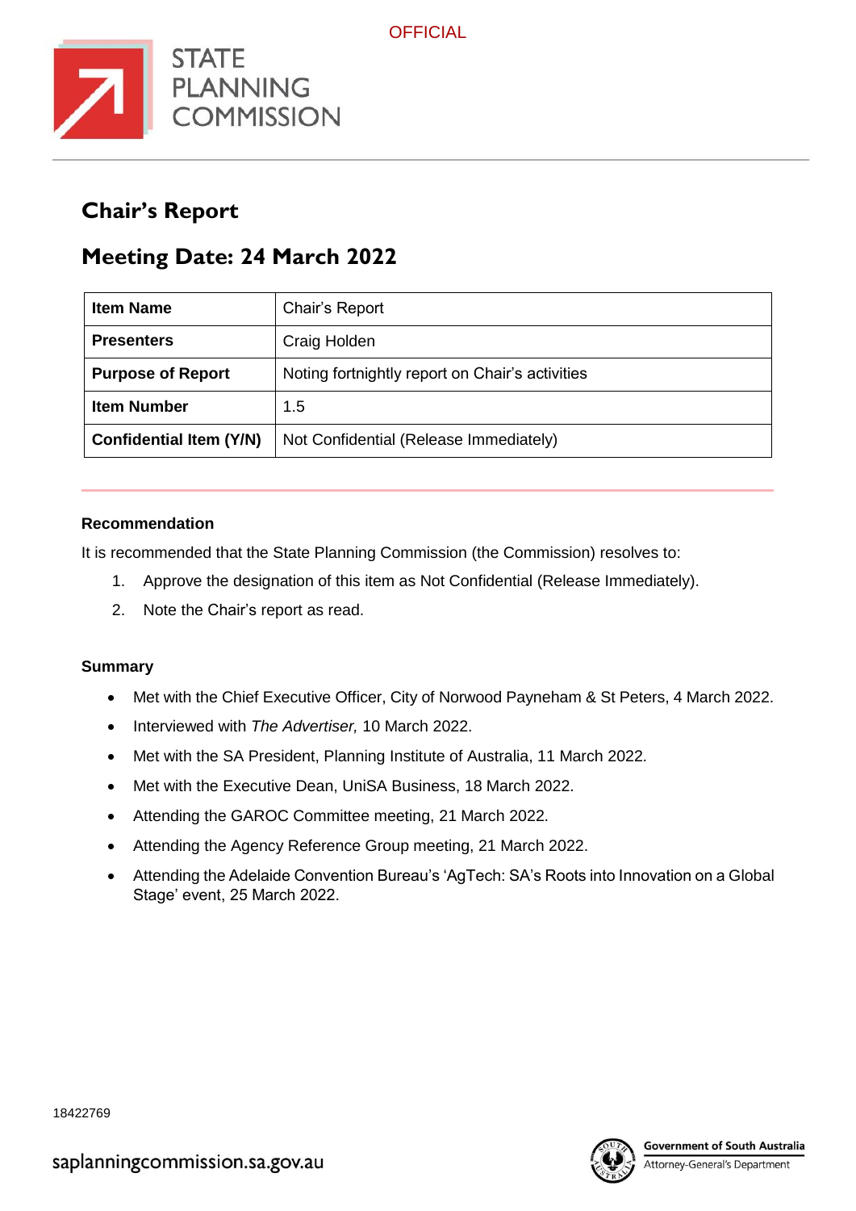OFFICIAL

STATE PLANNING COMMISSION

# Chair's Report

# Meeting Date: 24 March 2022

| Item Name | Chair's Report |
|---|---|
| **Presenters** | Craig Holden |
| **Purpose of Report** | Noting fortnightly report on Chair's activities |
| **Item Number** | 1.5 |
| **Confidential Item (Y/N)** | Not Confidential (Release Immediately) |

### Recommendation

It is recommended that the State Planning Commission (the Commission) resolves to:

1. Approve the designation of this item as Not Confidential (Release Immediately).
2. Note the Chair's report as read.

### Summary

- Met with the Chief Executive Officer, City of Norwood Payneham & St Peters, 4 March 2022.
- Interviewed with *The Advertiser,* 10 March 2022.
- Met with the SA President, Planning Institute of Australia, 11 March 2022.
- Met with the Executive Dean, UniSA Business, 18 March 2022.
- Attending the GAROC Committee meeting, 21 March 2022.
- Attending the Agency Reference Group meeting, 21 March 2022.
- Attending the Adelaide Convention Bureau's 'AgTech: SA's Roots into Innovation on a Global Stage' event, 25 March 2022.

18422769

saplanningcommission.sa.gov.au

Government of South Australia
Attorney-General's Department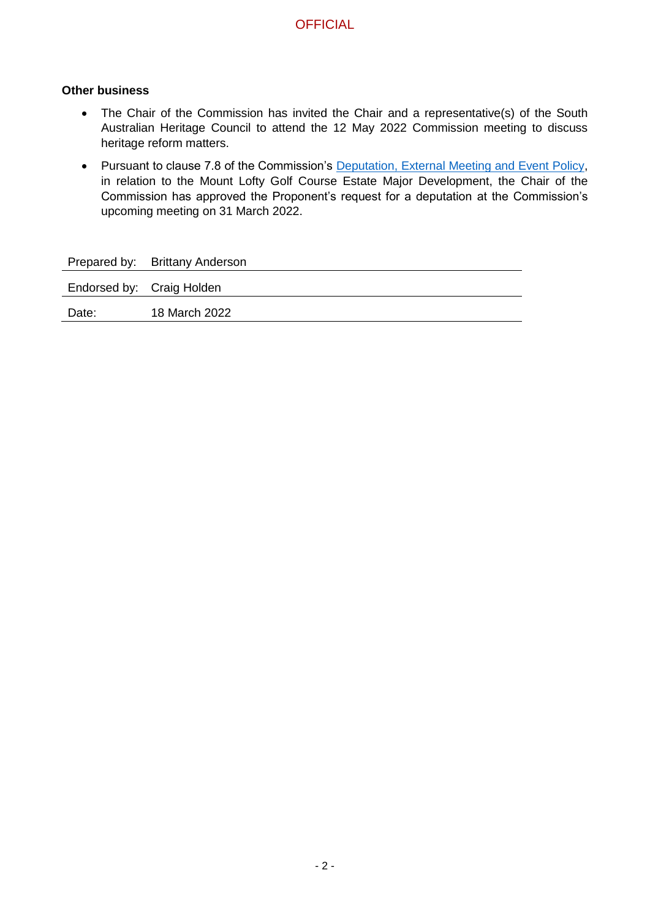**Other business**

- The Chair of the Commission has invited the Chair and a representative(s) of the South Australian Heritage Council to attend the 12 May 2022 Commission meeting to discuss heritage reform matters.
- Pursuant to clause 7.8 of the Commission's Deputation, External Meeting and Event Policy, in relation to the Mount Lofty Golf Course Estate Major Development, the Chair of the Commission has approved the Proponent's request for a deputation at the Commission's upcoming meeting on 31 March 2022.

| | |
|---|---|
| Prepared by: | Brittany Anderson |
| Endorsed by: | Craig Holden |
| Date: | 18 March 2022 |